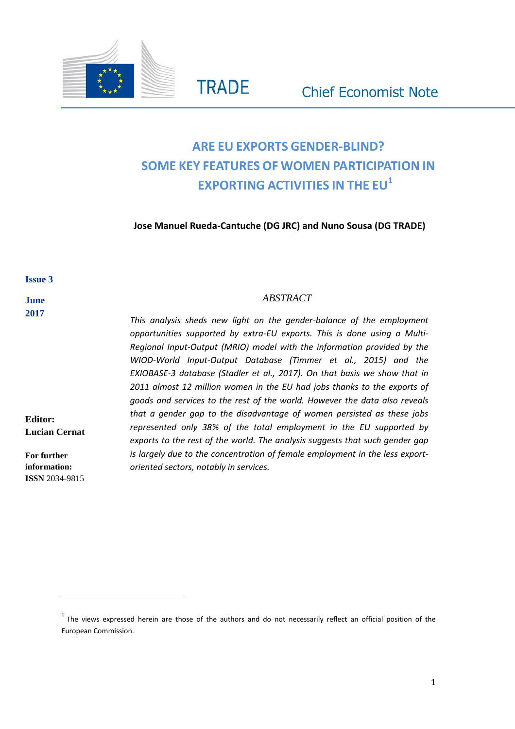TRADE

Chief Economist Note

# ARE EU EXPORTS GENDER-BLIND? SOME KEY FEATURES OF WOMEN PARTICIPATION IN EXPORTING ACTIVITIES IN THE EU[1]

**Jose Manuel Rueda-Cantuche (DG JRC) and Nuno Sousa (DG TRADE)**

**Issue 3**

**June 2017**

**Editor: Lucian Cernat**

**For further information:**
**ISSN** 2034-9815

### *ABSTRACT*

*This analysis sheds new light on the gender-balance of the employment opportunities supported by extra-EU exports. This is done using a Multi-Regional Input-Output (MRIO) model with the information provided by the WIOD-World Input-Output Database (Timmer et al., 2015) and the EXIOBASE-3 database (Stadler et al., 2017). On that basis we show that in 2011 almost 12 million women in the EU had jobs thanks to the exports of goods and services to the rest of the world. However the data also reveals that a gender gap to the disadvantage of women persisted as these jobs represented only 38% of the total employment in the EU supported by exports to the rest of the world. The analysis suggests that such gender gap is largely due to the concentration of female employment in the less export-oriented sectors, notably in services.*

---

[1] The views expressed herein are those of the authors and do not necessarily reflect an official position of the European Commission.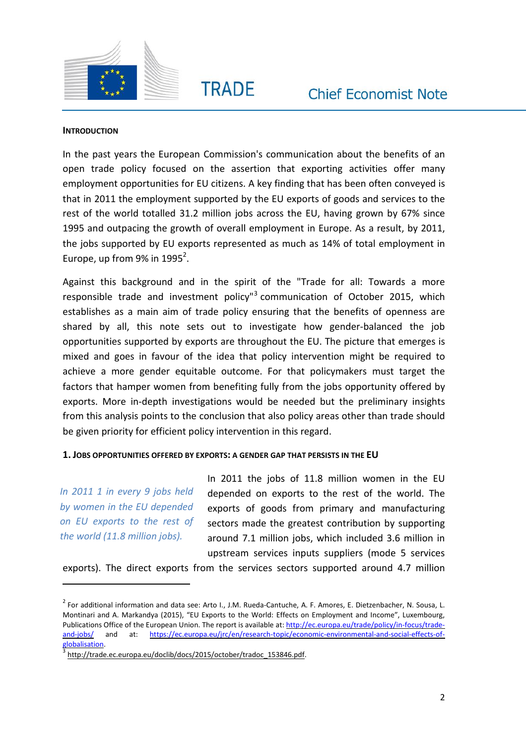## INTRODUCTION

In the past years the European Commission's communication about the benefits of an open trade policy focused on the assertion that exporting activities offer many employment opportunities for EU citizens. A key finding that has been often conveyed is that in 2011 the employment supported by the EU exports of goods and services to the rest of the world totalled 31.2 million jobs across the EU, having grown by 67% since 1995 and outpacing the growth of overall employment in Europe. As a result, by 2011, the jobs supported by EU exports represented as much as 14% of total employment in Europe, up from 9% in 1995[2].

Against this background and in the spirit of the "Trade for all: Towards a more responsible trade and investment policy"[3] communication of October 2015, which establishes as a main aim of trade policy ensuring that the benefits of openness are shared by all, this note sets out to investigate how gender-balanced the job opportunities supported by exports are throughout the EU. The picture that emerges is mixed and goes in favour of the idea that policy intervention might be required to achieve a more gender equitable outcome. For that policymakers must target the factors that hamper women from benefiting fully from the jobs opportunity offered by exports. More in-depth investigations would be needed but the preliminary insights from this analysis points to the conclusion that also policy areas other than trade should be given priority for efficient policy intervention in this regard.

## 1. JOBS OPPORTUNITIES OFFERED BY EXPORTS: A GENDER GAP THAT PERSISTS IN THE EU

*In 2011 1 in every 9 jobs held by women in the EU depended on EU exports to the rest of the world (11.8 million jobs).*

In 2011 the jobs of 11.8 million women in the EU depended on exports to the rest of the world. The exports of goods from primary and manufacturing sectors made the greatest contribution by supporting around 7.1 million jobs, which included 3.6 million in upstream services inputs suppliers (mode 5 services exports). The direct exports from the services sectors supported around 4.7 million

---

[2] For additional information and data see: Arto I., J.M. Rueda-Cantuche, A. F. Amores, E. Dietzenbacher, N. Sousa, L. Montinari and A. Markandya (2015), "EU Exports to the World: Effects on Employment and Income", Luxembourg, Publications Office of the European Union. The report is available at: http://ec.europa.eu/trade/policy/in-focus/trade-and-jobs/ and at: https://ec.europa.eu/jrc/en/research-topic/economic-environmental-and-social-effects-of-globalisation.

[3] http://trade.ec.europa.eu/doclib/docs/2015/october/tradoc_153846.pdf.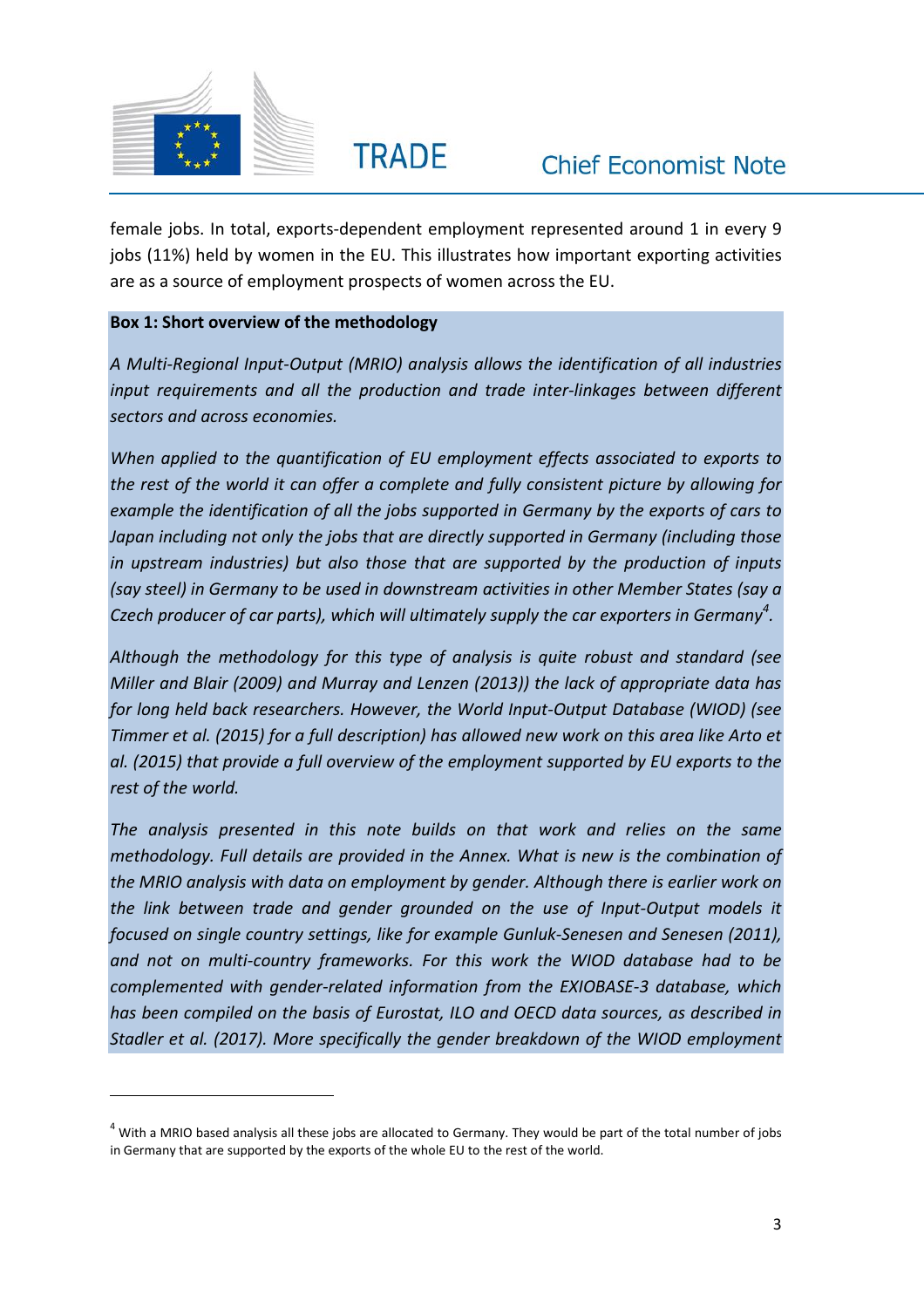female jobs. In total, exports-dependent employment represented around 1 in every 9 jobs (11%) held by women in the EU. This illustrates how important exporting activities are as a source of employment prospects of women across the EU.

**Box 1: Short overview of the methodology**

*A Multi-Regional Input-Output (MRIO) analysis allows the identification of all industries input requirements and all the production and trade inter-linkages between different sectors and across economies.*

*When applied to the quantification of EU employment effects associated to exports to the rest of the world it can offer a complete and fully consistent picture by allowing for example the identification of all the jobs supported in Germany by the exports of cars to Japan including not only the jobs that are directly supported in Germany (including those in upstream industries) but also those that are supported by the production of inputs (say steel) in Germany to be used in downstream activities in other Member States (say a Czech producer of car parts), which will ultimately supply the car exporters in Germany[4].*

*Although the methodology for this type of analysis is quite robust and standard (see Miller and Blair (2009) and Murray and Lenzen (2013)) the lack of appropriate data has for long held back researchers. However, the World Input-Output Database (WIOD) (see Timmer et al. (2015) for a full description) has allowed new work on this area like Arto et al. (2015) that provide a full overview of the employment supported by EU exports to the rest of the world.*

*The analysis presented in this note builds on that work and relies on the same methodology. Full details are provided in the Annex. What is new is the combination of the MRIO analysis with data on employment by gender. Although there is earlier work on the link between trade and gender grounded on the use of Input-Output models it focused on single country settings, like for example Gunluk-Senesen and Senesen (2011), and not on multi-country frameworks. For this work the WIOD database had to be complemented with gender-related information from the EXIOBASE-3 database, which has been compiled on the basis of Eurostat, ILO and OECD data sources, as described in Stadler et al. (2017). More specifically the gender breakdown of the WIOD employment*

---

[4] With a MRIO based analysis all these jobs are allocated to Germany. They would be part of the total number of jobs in Germany that are supported by the exports of the whole EU to the rest of the world.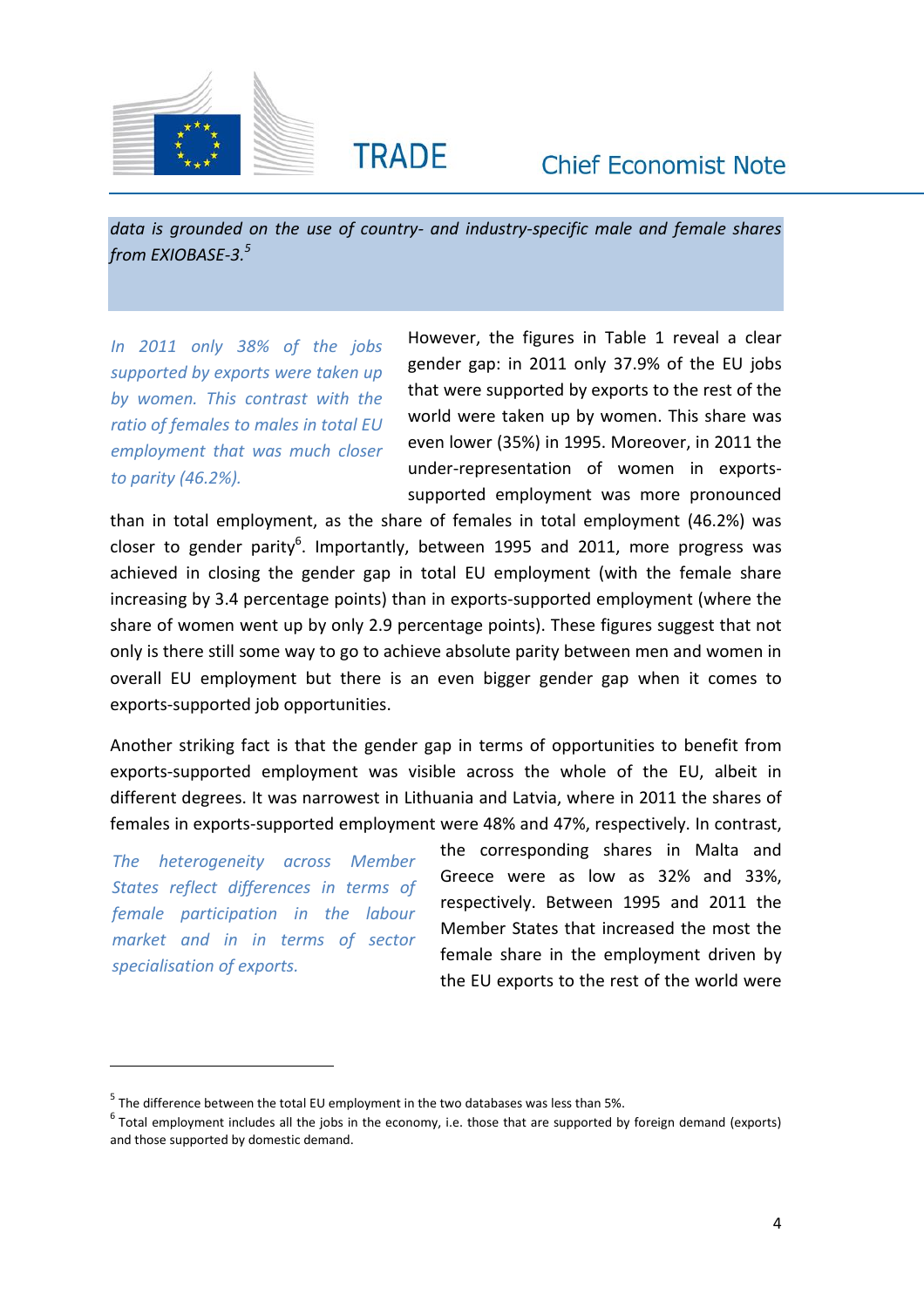*data is grounded on the use of country- and industry-specific male and female shares from EXIOBASE-3.*[5]

*In 2011 only 38% of the jobs supported by exports were taken up by women. This contrast with the ratio of females to males in total EU employment that was much closer to parity (46.2%).*

However, the figures in Table 1 reveal a clear gender gap: in 2011 only 37.9% of the EU jobs that were supported by exports to the rest of the world were taken up by women. This share was even lower (35%) in 1995. Moreover, in 2011 the under-representation of women in exports-supported employment was more pronounced than in total employment, as the share of females in total employment (46.2%) was closer to gender parity[6]. Importantly, between 1995 and 2011, more progress was achieved in closing the gender gap in total EU employment (with the female share increasing by 3.4 percentage points) than in exports-supported employment (where the share of women went up by only 2.9 percentage points). These figures suggest that not only is there still some way to go to achieve absolute parity between men and women in overall EU employment but there is an even bigger gender gap when it comes to exports-supported job opportunities.

Another striking fact is that the gender gap in terms of opportunities to benefit from exports-supported employment was visible across the whole of the EU, albeit in different degrees. It was narrowest in Lithuania and Latvia, where in 2011 the shares of females in exports-supported employment were 48% and 47%, respectively. In contrast, the corresponding shares in Malta and Greece were as low as 32% and 33%, respectively. Between 1995 and 2011 the Member States that increased the most the female share in the employment driven by the EU exports to the rest of the world were

*The heterogeneity across Member States reflect differences in terms of female participation in the labour market and in in terms of sector specialisation of exports.*

---

[5] The difference between the total EU employment in the two databases was less than 5%.

[6] Total employment includes all the jobs in the economy, i.e. those that are supported by foreign demand (exports) and those supported by domestic demand.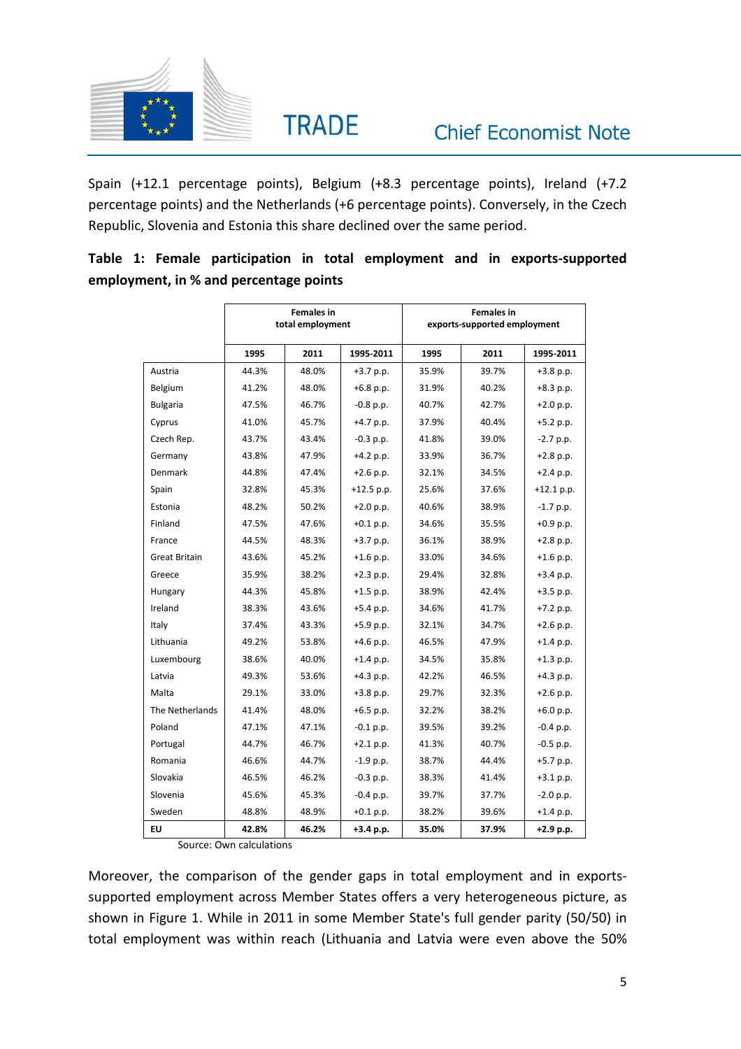Spain (+12.1 percentage points), Belgium (+8.3 percentage points), Ireland (+7.2 percentage points) and the Netherlands (+6 percentage points). Conversely, in the Czech Republic, Slovenia and Estonia this share declined over the same period.

**Table 1: Female participation in total employment and in exports-supported employment, in % and percentage points**

| | Females in total employment | | | Females in exports-supported employment | | |
|---|---|---|---|---|---|---|
| | 1995 | 2011 | 1995-2011 | 1995 | 2011 | 1995-2011 |
| Austria | 44.3% | 48.0% | +3.7 p.p. | 35.9% | 39.7% | +3.8 p.p. |
| Belgium | 41.2% | 48.0% | +6.8 p.p. | 31.9% | 40.2% | +8.3 p.p. |
| Bulgaria | 47.5% | 46.7% | -0.8 p.p. | 40.7% | 42.7% | +2.0 p.p. |
| Cyprus | 41.0% | 45.7% | +4.7 p.p. | 37.9% | 40.4% | +5.2 p.p. |
| Czech Rep. | 43.7% | 43.4% | -0.3 p.p. | 41.8% | 39.0% | -2.7 p.p. |
| Germany | 43.8% | 47.9% | +4.2 p.p. | 33.9% | 36.7% | +2.8 p.p. |
| Denmark | 44.8% | 47.4% | +2.6 p.p. | 32.1% | 34.5% | +2.4 p.p. |
| Spain | 32.8% | 45.3% | +12.5 p.p. | 25.6% | 37.6% | +12.1 p.p. |
| Estonia | 48.2% | 50.2% | +2.0 p.p. | 40.6% | 38.9% | -1.7 p.p. |
| Finland | 47.5% | 47.6% | +0.1 p.p. | 34.6% | 35.5% | +0.9 p.p. |
| France | 44.5% | 48.3% | +3.7 p.p. | 36.1% | 38.9% | +2.8 p.p. |
| Great Britain | 43.6% | 45.2% | +1.6 p.p. | 33.0% | 34.6% | +1.6 p.p. |
| Greece | 35.9% | 38.2% | +2.3 p.p. | 29.4% | 32.8% | +3.4 p.p. |
| Hungary | 44.3% | 45.8% | +1.5 p.p. | 38.9% | 42.4% | +3.5 p.p. |
| Ireland | 38.3% | 43.6% | +5.4 p.p. | 34.6% | 41.7% | +7.2 p.p. |
| Italy | 37.4% | 43.3% | +5.9 p.p. | 32.1% | 34.7% | +2.6 p.p. |
| Lithuania | 49.2% | 53.8% | +4.6 p.p. | 46.5% | 47.9% | +1.4 p.p. |
| Luxembourg | 38.6% | 40.0% | +1.4 p.p. | 34.5% | 35.8% | +1.3 p.p. |
| Latvia | 49.3% | 53.6% | +4.3 p.p. | 42.2% | 46.5% | +4.3 p.p. |
| Malta | 29.1% | 33.0% | +3.8 p.p. | 29.7% | 32.3% | +2.6 p.p. |
| The Netherlands | 41.4% | 48.0% | +6.5 p.p. | 32.2% | 38.2% | +6.0 p.p. |
| Poland | 47.1% | 47.1% | -0.1 p.p. | 39.5% | 39.2% | -0.4 p.p. |
| Portugal | 44.7% | 46.7% | +2.1 p.p. | 41.3% | 40.7% | -0.5 p.p. |
| Romania | 46.6% | 44.7% | -1.9 p.p. | 38.7% | 44.4% | +5.7 p.p. |
| Slovakia | 46.5% | 46.2% | -0.3 p.p. | 38.3% | 41.4% | +3.1 p.p. |
| Slovenia | 45.6% | 45.3% | -0.4 p.p. | 39.7% | 37.7% | -2.0 p.p. |
| Sweden | 48.8% | 48.9% | +0.1 p.p. | 38.2% | 39.6% | +1.4 p.p. |
| **EU** | **42.8%** | **46.2%** | **+3.4 p.p.** | **35.0%** | **37.9%** | **+2.9 p.p.** |

Source: Own calculations

Moreover, the comparison of the gender gaps in total employment and in exports-supported employment across Member States offers a very heterogeneous picture, as shown in Figure 1. While in 2011 in some Member State's full gender parity (50/50) in total employment was within reach (Lithuania and Latvia were even above the 50%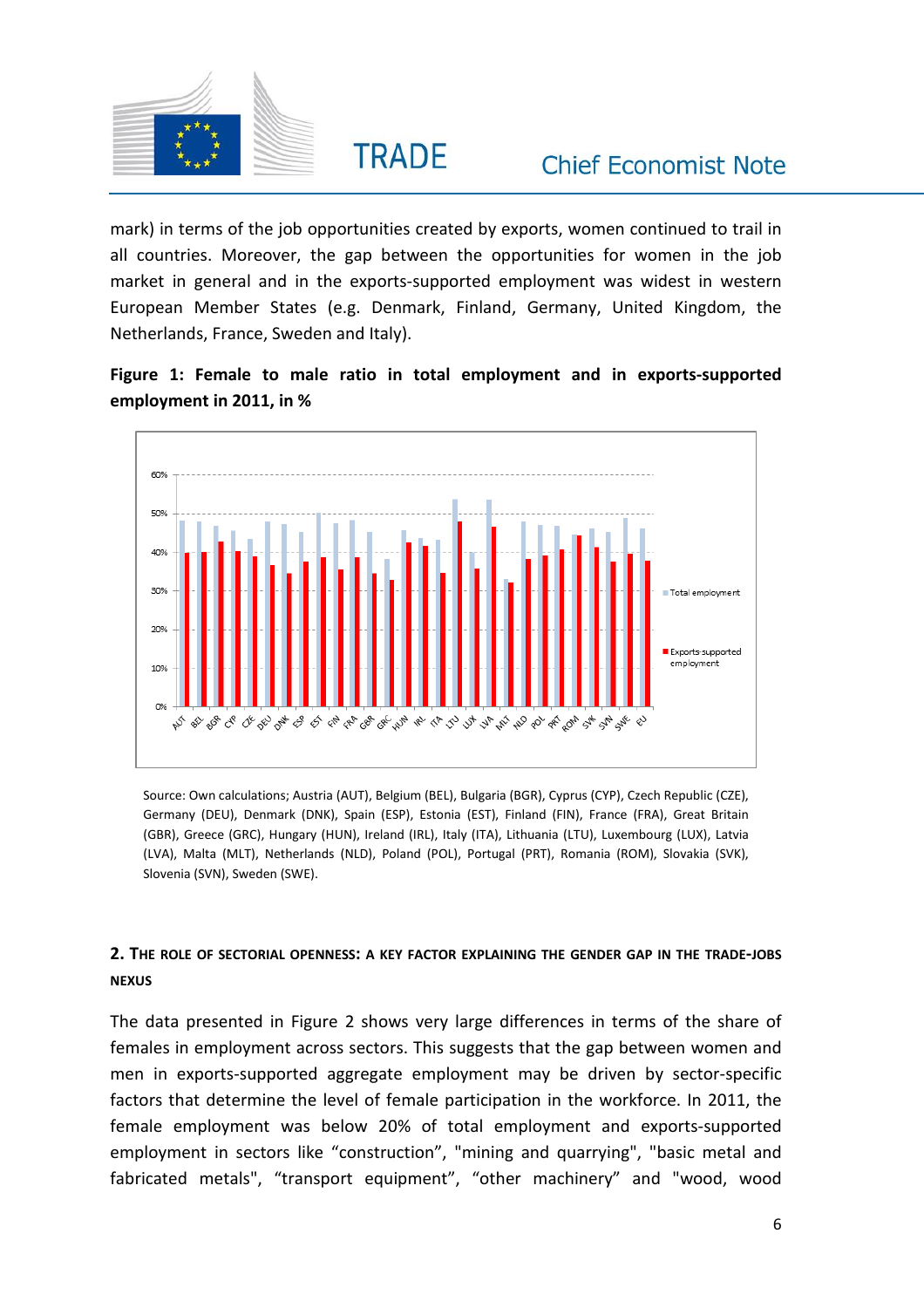mark) in terms of the job opportunities created by exports, women continued to trail in all countries. Moreover, the gap between the opportunities for women in the job market in general and in the exports-supported employment was widest in western European Member States (e.g. Denmark, Finland, Germany, United Kingdom, the Netherlands, France, Sweden and Italy).

**Figure 1: Female to male ratio in total employment and in exports-supported employment in 2011, in %**

Source: Own calculations; Austria (AUT), Belgium (BEL), Bulgaria (BGR), Cyprus (CYP), Czech Republic (CZE), Germany (DEU), Denmark (DNK), Spain (ESP), Estonia (EST), Finland (FIN), France (FRA), Great Britain (GBR), Greece (GRC), Hungary (HUN), Ireland (IRL), Italy (ITA), Lithuania (LTU), Luxembourg (LUX), Latvia (LVA), Malta (MLT), Netherlands (NLD), Poland (POL), Portugal (PRT), Romania (ROM), Slovakia (SVK), Slovenia (SVN), Sweden (SWE).

## 2. The role of sectorial openness: a key factor explaining the gender gap in the trade-jobs nexus

The data presented in Figure 2 shows very large differences in terms of the share of females in employment across sectors. This suggests that the gap between women and men in exports-supported aggregate employment may be driven by sector-specific factors that determine the level of female participation in the workforce. In 2011, the female employment was below 20% of total employment and exports-supported employment in sectors like “construction”, "mining and quarrying", "basic metal and fabricated metals", “transport equipment”, “other machinery” and "wood, wood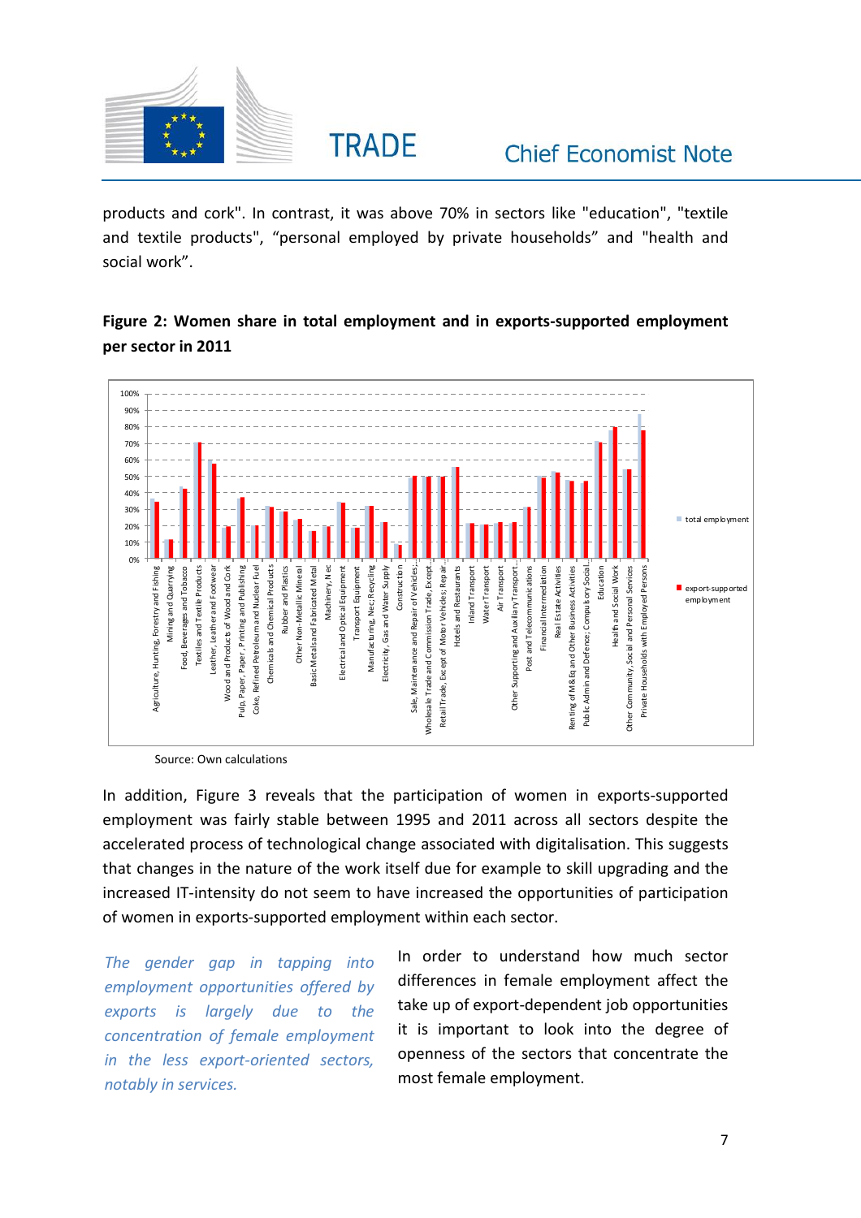products and cork". In contrast, it was above 70% in sectors like "education", "textile and textile products", “personal employed by private households” and "health and social work”.

**Figure 2: Women share in total employment and in exports-supported employment per sector in 2011**

Source: Own calculations

In addition, Figure 3 reveals that the participation of women in exports-supported employment was fairly stable between 1995 and 2011 across all sectors despite the accelerated process of technological change associated with digitalisation. This suggests that changes in the nature of the work itself due for example to skill upgrading and the increased IT-intensity do not seem to have increased the opportunities of participation of women in exports-supported employment within each sector.

*The gender gap in tapping into employment opportunities offered by exports is largely due to the concentration of female employment in the less export-oriented sectors, notably in services.*

In order to understand how much sector differences in female employment affect the take up of export-dependent job opportunities it is important to look into the degree of openness of the sectors that concentrate the most female employment.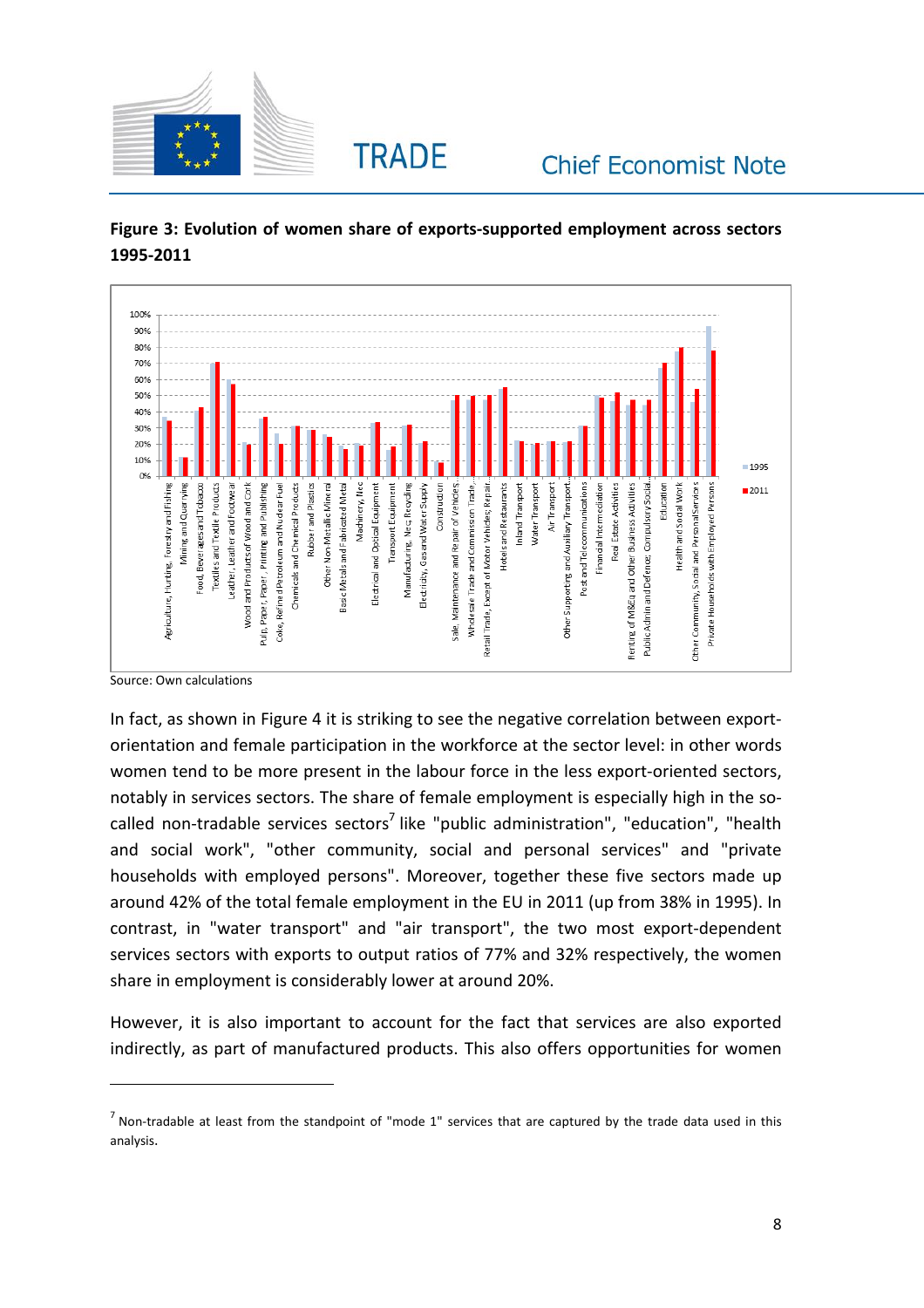**Figure 3: Evolution of women share of exports-supported employment across sectors 1995-2011**

Source: Own calculations

In fact, as shown in Figure 4 it is striking to see the negative correlation between export-orientation and female participation in the workforce at the sector level: in other words women tend to be more present in the labour force in the less export-oriented sectors, notably in services sectors. The share of female employment is especially high in the so-called non-tradable services sectors[7] like "public administration", "education", "health and social work", "other community, social and personal services" and "private households with employed persons". Moreover, together these five sectors made up around 42% of the total female employment in the EU in 2011 (up from 38% in 1995). In contrast, in "water transport" and "air transport", the two most export-dependent services sectors with exports to output ratios of 77% and 32% respectively, the women share in employment is considerably lower at around 20%.

However, it is also important to account for the fact that services are also exported indirectly, as part of manufactured products. This also offers opportunities for women

[7] Non-tradable at least from the standpoint of "mode 1" services that are captured by the trade data used in this analysis.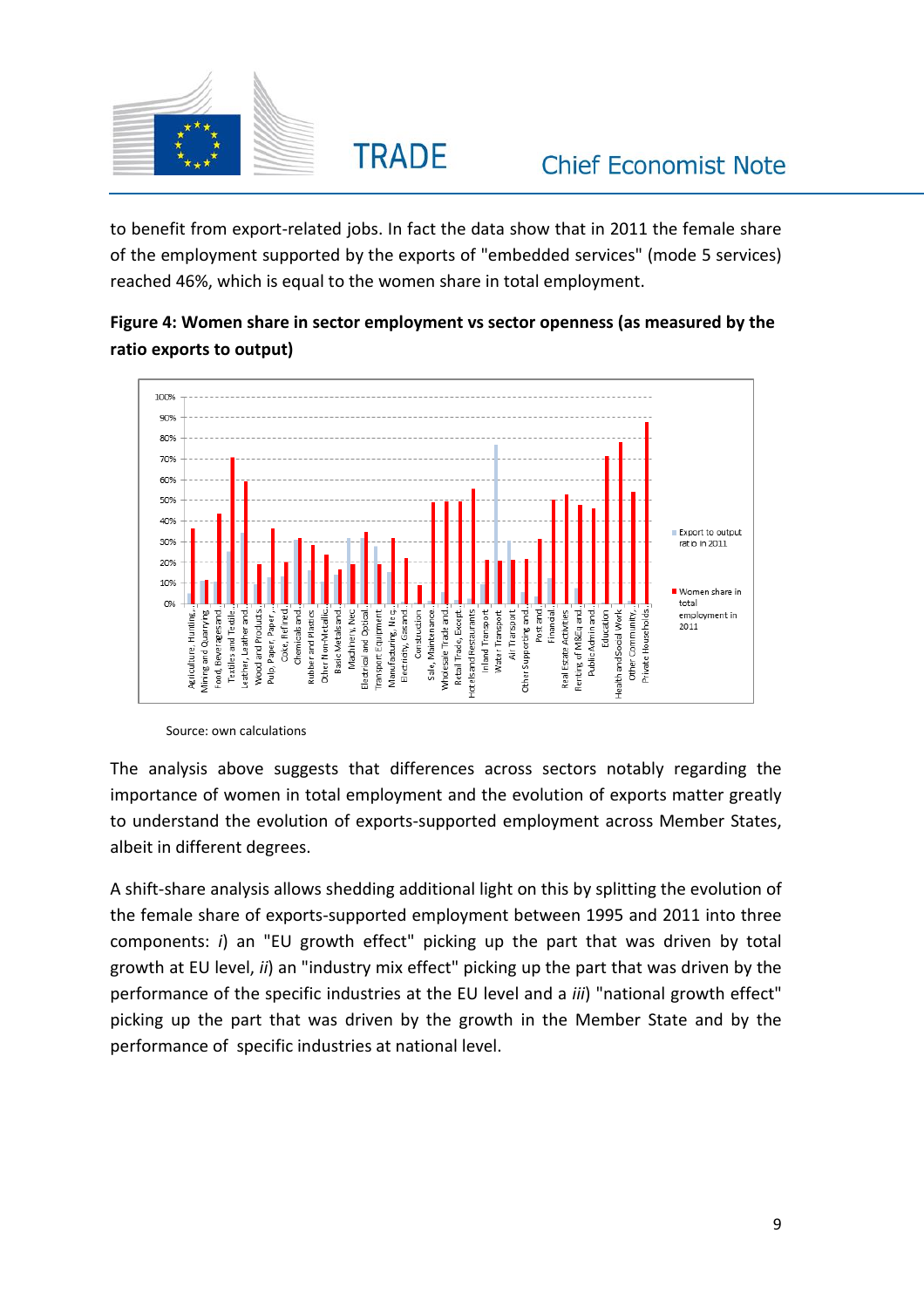to benefit from export-related jobs. In fact the data show that in 2011 the female share of the employment supported by the exports of "embedded services" (mode 5 services) reached 46%, which is equal to the women share in total employment.

**Figure 4: Women share in sector employment vs sector openness (as measured by the ratio exports to output)**

Source: own calculations

The analysis above suggests that differences across sectors notably regarding the importance of women in total employment and the evolution of exports matter greatly to understand the evolution of exports-supported employment across Member States, albeit in different degrees.

A shift-share analysis allows shedding additional light on this by splitting the evolution of the female share of exports-supported employment between 1995 and 2011 into three components: *i*) an "EU growth effect" picking up the part that was driven by total growth at EU level, *ii*) an "industry mix effect" picking up the part that was driven by the performance of the specific industries at the EU level and a *iii*) "national growth effect" picking up the part that was driven by the growth in the Member State and by the performance of specific industries at national level.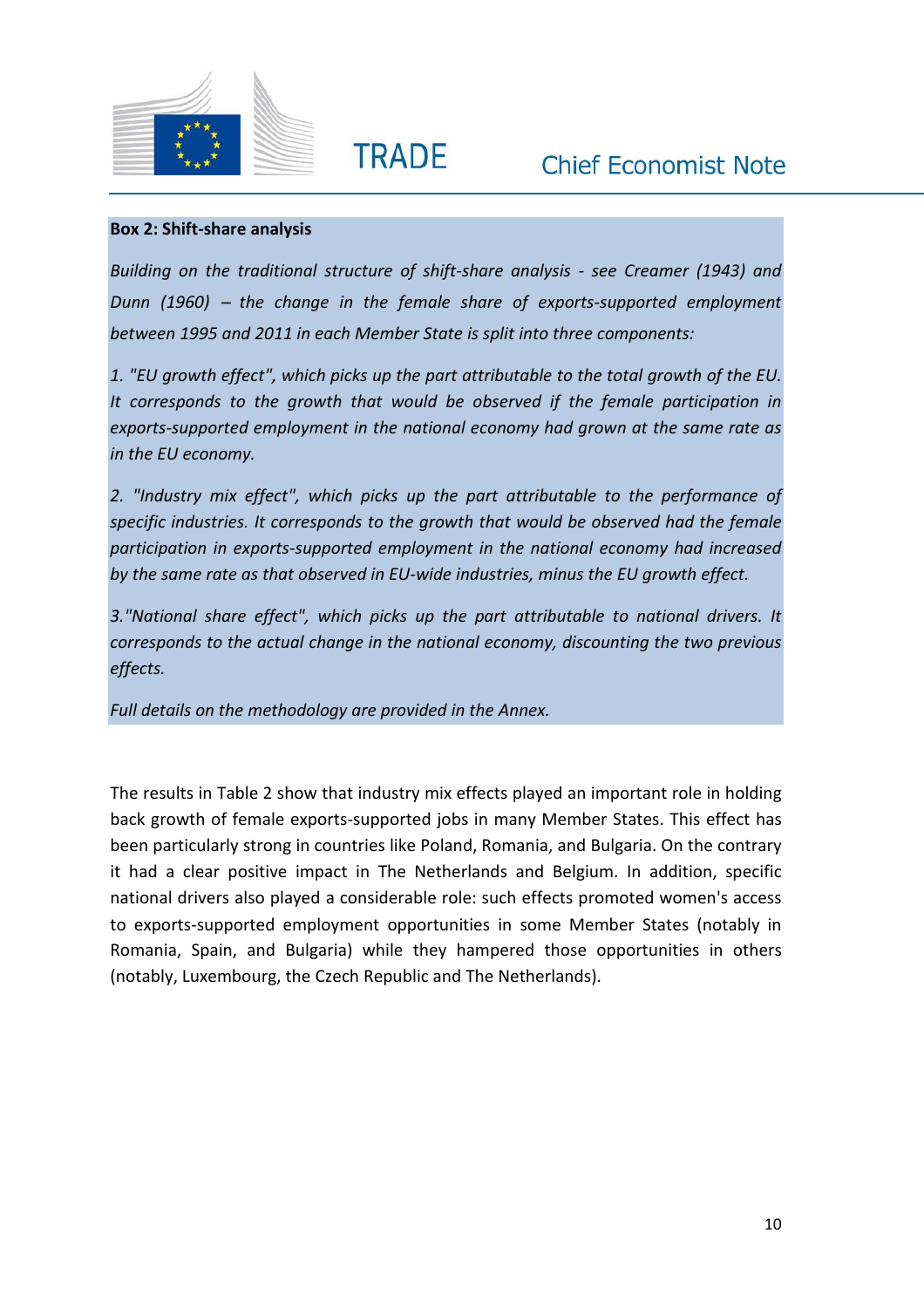**Box 2: Shift-share analysis**

*Building on the traditional structure of shift-share analysis - see Creamer (1943) and Dunn (1960) – the change in the female share of exports-supported employment between 1995 and 2011 in each Member State is split into three components:*

*1. "EU growth effect", which picks up the part attributable to the total growth of the EU. It corresponds to the growth that would be observed if the female participation in exports-supported employment in the national economy had grown at the same rate as in the EU economy.*

*2. "Industry mix effect", which picks up the part attributable to the performance of specific industries. It corresponds to the growth that would be observed had the female participation in exports-supported employment in the national economy had increased by the same rate as that observed in EU-wide industries, minus the EU growth effect.*

*3."National share effect", which picks up the part attributable to national drivers. It corresponds to the actual change in the national economy, discounting the two previous effects.*

*Full details on the methodology are provided in the Annex.*

The results in Table 2 show that industry mix effects played an important role in holding back growth of female exports-supported jobs in many Member States. This effect has been particularly strong in countries like Poland, Romania, and Bulgaria. On the contrary it had a clear positive impact in The Netherlands and Belgium. In addition, specific national drivers also played a considerable role: such effects promoted women's access to exports-supported employment opportunities in some Member States (notably in Romania, Spain, and Bulgaria) while they hampered those opportunities in others (notably, Luxembourg, the Czech Republic and The Netherlands).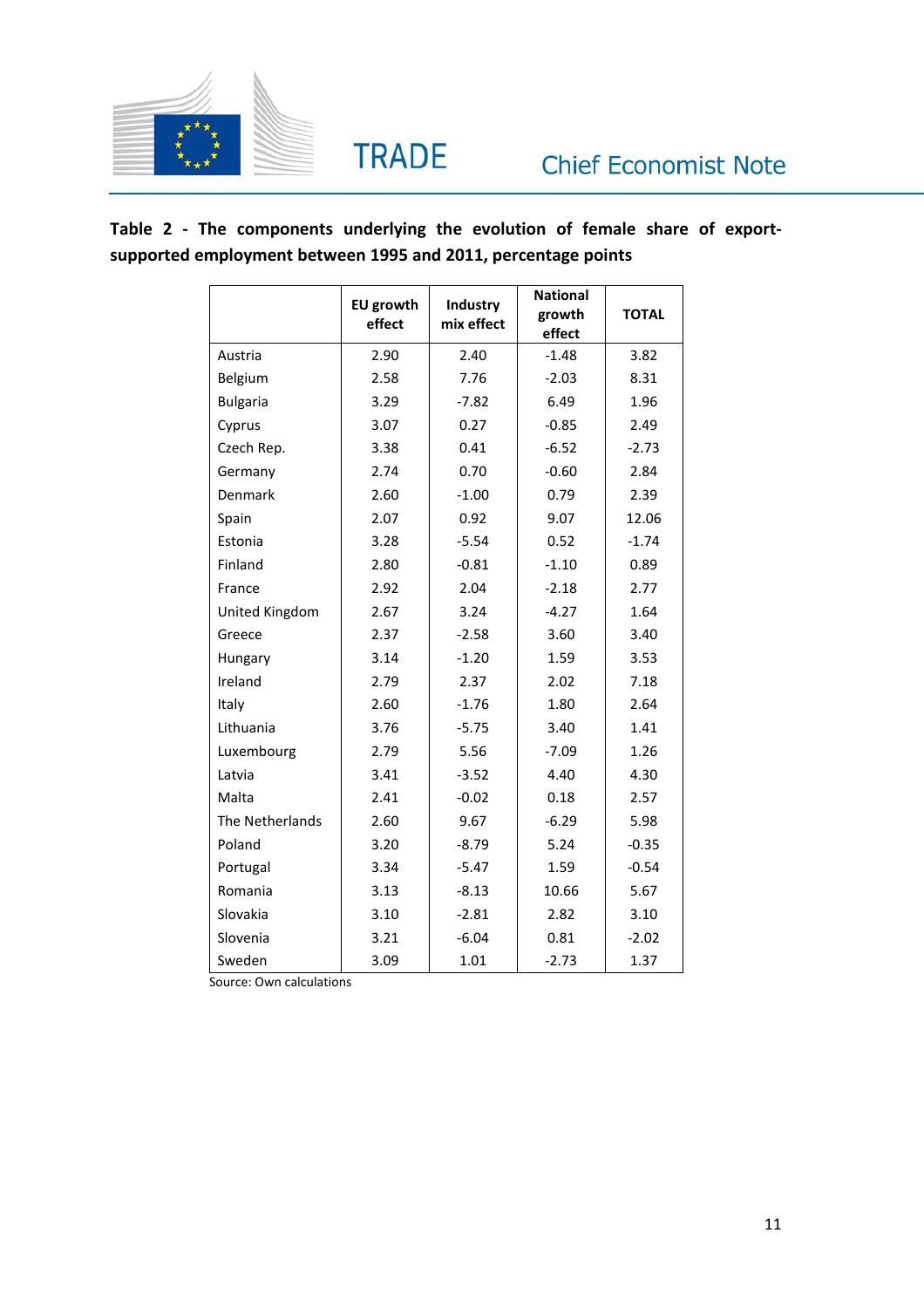**Table 2 - The components underlying the evolution of female share of export-supported employment between 1995 and 2011, percentage points**

| | EU growth effect | Industry mix effect | National growth effect | TOTAL |
|---|---|---|---|---|
| Austria | 2.90 | 2.40 | -1.48 | 3.82 |
| Belgium | 2.58 | 7.76 | -2.03 | 8.31 |
| Bulgaria | 3.29 | -7.82 | 6.49 | 1.96 |
| Cyprus | 3.07 | 0.27 | -0.85 | 2.49 |
| Czech Rep. | 3.38 | 0.41 | -6.52 | -2.73 |
| Germany | 2.74 | 0.70 | -0.60 | 2.84 |
| Denmark | 2.60 | -1.00 | 0.79 | 2.39 |
| Spain | 2.07 | 0.92 | 9.07 | 12.06 |
| Estonia | 3.28 | -5.54 | 0.52 | -1.74 |
| Finland | 2.80 | -0.81 | -1.10 | 0.89 |
| France | 2.92 | 2.04 | -2.18 | 2.77 |
| United Kingdom | 2.67 | 3.24 | -4.27 | 1.64 |
| Greece | 2.37 | -2.58 | 3.60 | 3.40 |
| Hungary | 3.14 | -1.20 | 1.59 | 3.53 |
| Ireland | 2.79 | 2.37 | 2.02 | 7.18 |
| Italy | 2.60 | -1.76 | 1.80 | 2.64 |
| Lithuania | 3.76 | -5.75 | 3.40 | 1.41 |
| Luxembourg | 2.79 | 5.56 | -7.09 | 1.26 |
| Latvia | 3.41 | -3.52 | 4.40 | 4.30 |
| Malta | 2.41 | -0.02 | 0.18 | 2.57 |
| The Netherlands | 2.60 | 9.67 | -6.29 | 5.98 |
| Poland | 3.20 | -8.79 | 5.24 | -0.35 |
| Portugal | 3.34 | -5.47 | 1.59 | -0.54 |
| Romania | 3.13 | -8.13 | 10.66 | 5.67 |
| Slovakia | 3.10 | -2.81 | 2.82 | 3.10 |
| Slovenia | 3.21 | -6.04 | 0.81 | -2.02 |
| Sweden | 3.09 | 1.01 | -2.73 | 1.37 |

Source: Own calculations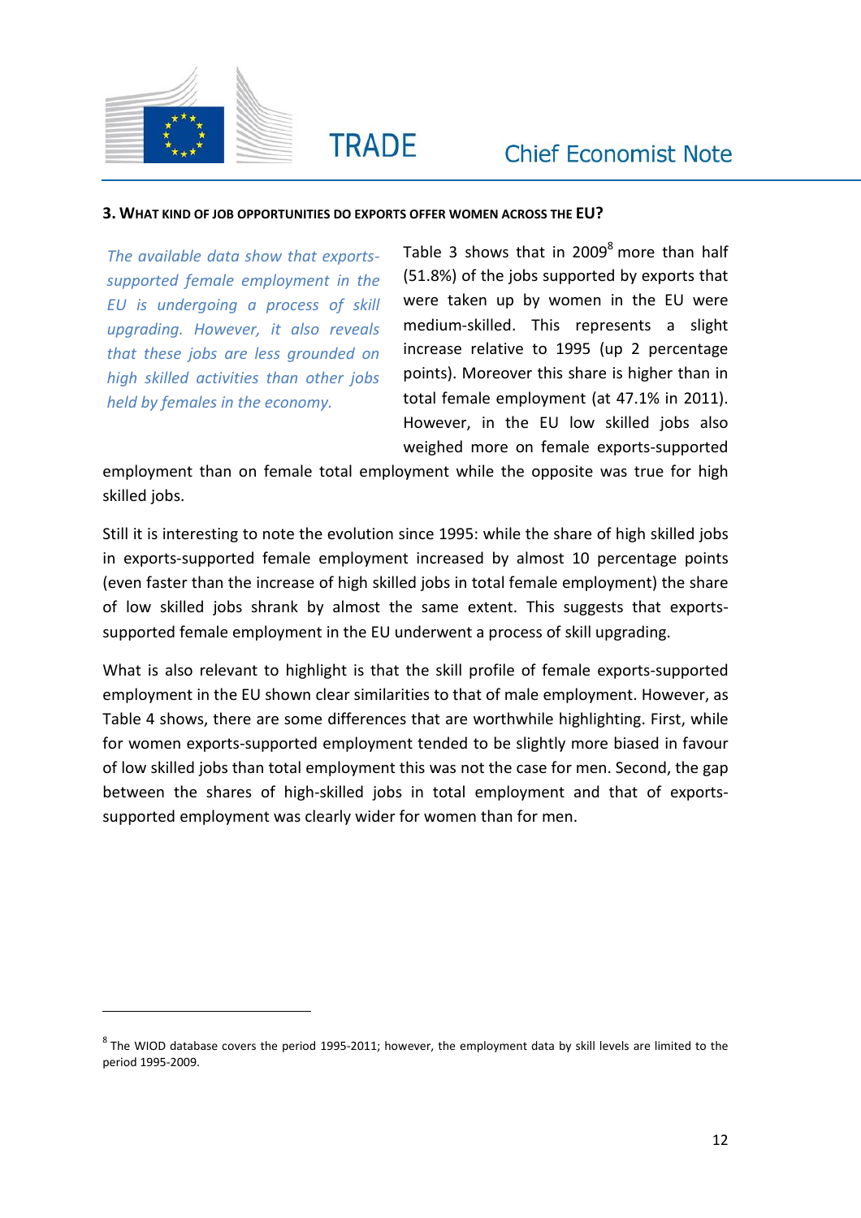### 3. WHAT KIND OF JOB OPPORTUNITIES DO EXPORTS OFFER WOMEN ACROSS THE EU?

*The available data show that exports-supported female employment in the EU is undergoing a process of skill upgrading. However, it also reveals that these jobs are less grounded on high skilled activities than other jobs held by females in the economy.*

Table 3 shows that in 2009[8] more than half (51.8%) of the jobs supported by exports that were taken up by women in the EU were medium-skilled. This represents a slight increase relative to 1995 (up 2 percentage points). Moreover this share is higher than in total female employment (at 47.1% in 2011). However, in the EU low skilled jobs also weighed more on female exports-supported employment than on female total employment while the opposite was true for high skilled jobs.

Still it is interesting to note the evolution since 1995: while the share of high skilled jobs in exports-supported female employment increased by almost 10 percentage points (even faster than the increase of high skilled jobs in total female employment) the share of low skilled jobs shrank by almost the same extent. This suggests that exports-supported female employment in the EU underwent a process of skill upgrading.

What is also relevant to highlight is that the skill profile of female exports-supported employment in the EU shown clear similarities to that of male employment. However, as Table 4 shows, there are some differences that are worthwhile highlighting. First, while for women exports-supported employment tended to be slightly more biased in favour of low skilled jobs than total employment this was not the case for men. Second, the gap between the shares of high-skilled jobs in total employment and that of exports-supported employment was clearly wider for women than for men.

---

[8] The WIOD database covers the period 1995-2011; however, the employment data by skill levels are limited to the period 1995-2009.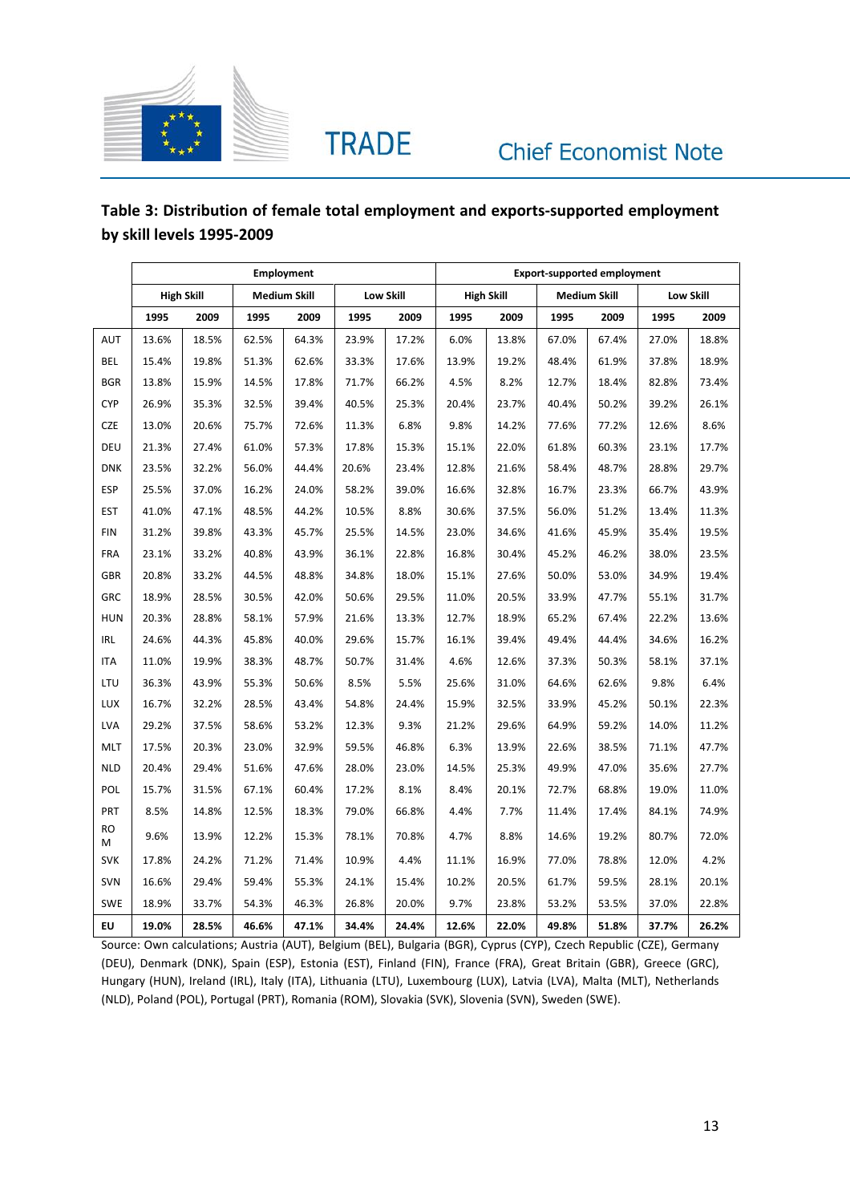### Table 3: Distribution of female total employment and exports-supported employment by skill levels 1995-2009

| | Employment | | | | | | Export-supported employment | | | | | |
|---|---|---|---|---|---|---|---|---|---|---|---|---|
| | High Skill | | Medium Skill | | Low Skill | | High Skill | | Medium Skill | | Low Skill | |
| | 1995 | 2009 | 1995 | 2009 | 1995 | 2009 | 1995 | 2009 | 1995 | 2009 | 1995 | 2009 |
| AUT | 13.6% | 18.5% | 62.5% | 64.3% | 23.9% | 17.2% | 6.0% | 13.8% | 67.0% | 67.4% | 27.0% | 18.8% |
| BEL | 15.4% | 19.8% | 51.3% | 62.6% | 33.3% | 17.6% | 13.9% | 19.2% | 48.4% | 61.9% | 37.8% | 18.9% |
| BGR | 13.8% | 15.9% | 14.5% | 17.8% | 71.7% | 66.2% | 4.5% | 8.2% | 12.7% | 18.4% | 82.8% | 73.4% |
| CYP | 26.9% | 35.3% | 32.5% | 39.4% | 40.5% | 25.3% | 20.4% | 23.7% | 40.4% | 50.2% | 39.2% | 26.1% |
| CZE | 13.0% | 20.6% | 75.7% | 72.6% | 11.3% | 6.8% | 9.8% | 14.2% | 77.6% | 77.2% | 12.6% | 8.6% |
| DEU | 21.3% | 27.4% | 61.0% | 57.3% | 17.8% | 15.3% | 15.1% | 22.0% | 61.8% | 60.3% | 23.1% | 17.7% |
| DNK | 23.5% | 32.2% | 56.0% | 44.4% | 20.6% | 23.4% | 12.8% | 21.6% | 58.4% | 48.7% | 28.8% | 29.7% |
| ESP | 25.5% | 37.0% | 16.2% | 24.0% | 58.2% | 39.0% | 16.6% | 32.8% | 16.7% | 23.3% | 66.7% | 43.9% |
| EST | 41.0% | 47.1% | 48.5% | 44.2% | 10.5% | 8.8% | 30.6% | 37.5% | 56.0% | 51.2% | 13.4% | 11.3% |
| FIN | 31.2% | 39.8% | 43.3% | 45.7% | 25.5% | 14.5% | 23.0% | 34.6% | 41.6% | 45.9% | 35.4% | 19.5% |
| FRA | 23.1% | 33.2% | 40.8% | 43.9% | 36.1% | 22.8% | 16.8% | 30.4% | 45.2% | 46.2% | 38.0% | 23.5% |
| GBR | 20.8% | 33.2% | 44.5% | 48.8% | 34.8% | 18.0% | 15.1% | 27.6% | 50.0% | 53.0% | 34.9% | 19.4% |
| GRC | 18.9% | 28.5% | 30.5% | 42.0% | 50.6% | 29.5% | 11.0% | 20.5% | 33.9% | 47.7% | 55.1% | 31.7% |
| HUN | 20.3% | 28.8% | 58.1% | 57.9% | 21.6% | 13.3% | 12.7% | 18.9% | 65.2% | 67.4% | 22.2% | 13.6% |
| IRL | 24.6% | 44.3% | 45.8% | 40.0% | 29.6% | 15.7% | 16.1% | 39.4% | 49.4% | 44.4% | 34.6% | 16.2% |
| ITA | 11.0% | 19.9% | 38.3% | 48.7% | 50.7% | 31.4% | 4.6% | 12.6% | 37.3% | 50.3% | 58.1% | 37.1% |
| LTU | 36.3% | 43.9% | 55.3% | 50.6% | 8.5% | 5.5% | 25.6% | 31.0% | 64.6% | 62.6% | 9.8% | 6.4% |
| LUX | 16.7% | 32.2% | 28.5% | 43.4% | 54.8% | 24.4% | 15.9% | 32.5% | 33.9% | 45.2% | 50.1% | 22.3% |
| LVA | 29.2% | 37.5% | 58.6% | 53.2% | 12.3% | 9.3% | 21.2% | 29.6% | 64.9% | 59.2% | 14.0% | 11.2% |
| MLT | 17.5% | 20.3% | 23.0% | 32.9% | 59.5% | 46.8% | 6.3% | 13.9% | 22.6% | 38.5% | 71.1% | 47.7% |
| NLD | 20.4% | 29.4% | 51.6% | 47.6% | 28.0% | 23.0% | 14.5% | 25.3% | 49.9% | 47.0% | 35.6% | 27.7% |
| POL | 15.7% | 31.5% | 67.1% | 60.4% | 17.2% | 8.1% | 8.4% | 20.1% | 72.7% | 68.8% | 19.0% | 11.0% |
| PRT | 8.5% | 14.8% | 12.5% | 18.3% | 79.0% | 66.8% | 4.4% | 7.7% | 11.4% | 17.4% | 84.1% | 74.9% |
| ROM | 9.6% | 13.9% | 12.2% | 15.3% | 78.1% | 70.8% | 4.7% | 8.8% | 14.6% | 19.2% | 80.7% | 72.0% |
| SVK | 17.8% | 24.2% | 71.2% | 71.4% | 10.9% | 4.4% | 11.1% | 16.9% | 77.0% | 78.8% | 12.0% | 4.2% |
| SVN | 16.6% | 29.4% | 59.4% | 55.3% | 24.1% | 15.4% | 10.2% | 20.5% | 61.7% | 59.5% | 28.1% | 20.1% |
| SWE | 18.9% | 33.7% | 54.3% | 46.3% | 26.8% | 20.0% | 9.7% | 23.8% | 53.2% | 53.5% | 37.0% | 22.8% |
| **EU** | **19.0%** | **28.5%** | **46.6%** | **47.1%** | **34.4%** | **24.4%** | **12.6%** | **22.0%** | **49.8%** | **51.8%** | **37.7%** | **26.2%** |

Source: Own calculations; Austria (AUT), Belgium (BEL), Bulgaria (BGR), Cyprus (CYP), Czech Republic (CZE), Germany (DEU), Denmark (DNK), Spain (ESP), Estonia (EST), Finland (FIN), France (FRA), Great Britain (GBR), Greece (GRC), Hungary (HUN), Ireland (IRL), Italy (ITA), Lithuania (LTU), Luxembourg (LUX), Latvia (LVA), Malta (MLT), Netherlands (NLD), Poland (POL), Portugal (PRT), Romania (ROM), Slovakia (SVK), Slovenia (SVN), Sweden (SWE).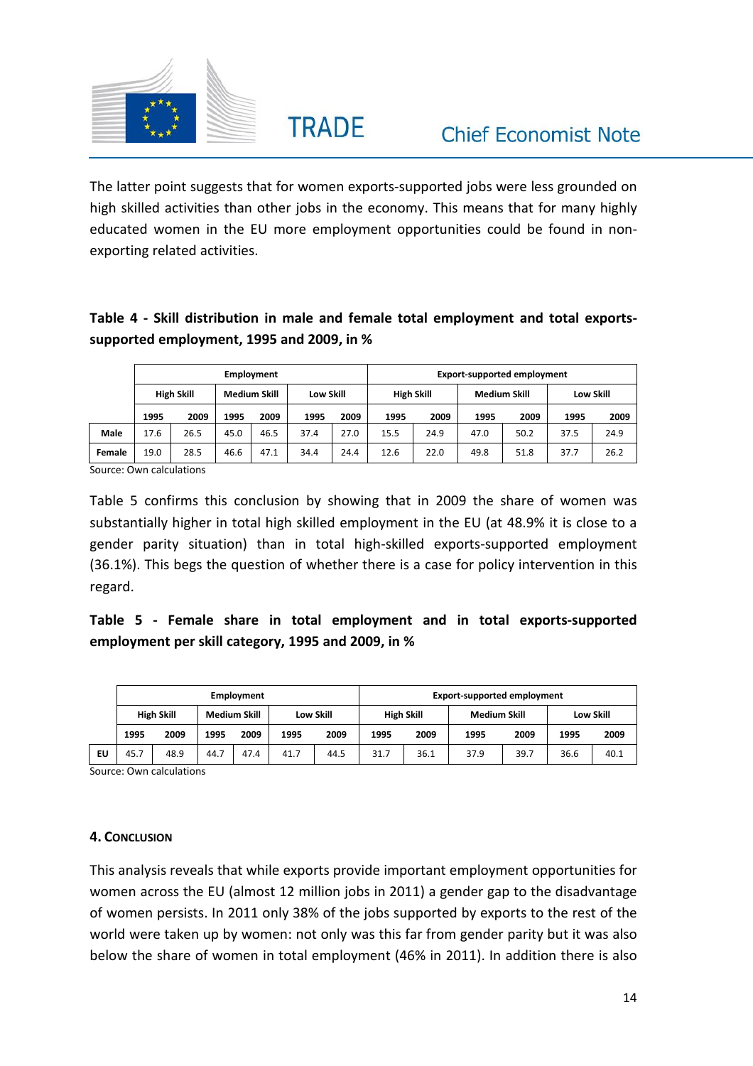The latter point suggests that for women exports-supported jobs were less grounded on high skilled activities than other jobs in the economy. This means that for many highly educated women in the EU more employment opportunities could be found in non-exporting related activities.

**Table 4 - Skill distribution in male and female total employment and total exports-supported employment, 1995 and 2009, in %**

| | Employment | | | | | | Export-supported employment | | | | | |
|---|---|---|---|---|---|---|---|---|---|---|---|---|
| | High Skill | | Medium Skill | | Low Skill | | High Skill | | Medium Skill | | Low Skill | |
| | 1995 | 2009 | 1995 | 2009 | 1995 | 2009 | 1995 | 2009 | 1995 | 2009 | 1995 | 2009 |
| **Male** | 17.6 | 26.5 | 45.0 | 46.5 | 37.4 | 27.0 | 15.5 | 24.9 | 47.0 | 50.2 | 37.5 | 24.9 |
| **Female** | 19.0 | 28.5 | 46.6 | 47.1 | 34.4 | 24.4 | 12.6 | 22.0 | 49.8 | 51.8 | 37.7 | 26.2 |

Source: Own calculations

Table 5 confirms this conclusion by showing that in 2009 the share of women was substantially higher in total high skilled employment in the EU (at 48.9% it is close to a gender parity situation) than in total high-skilled exports-supported employment (36.1%). This begs the question of whether there is a case for policy intervention in this regard.

**Table 5 - Female share in total employment and in total exports-supported employment per skill category, 1995 and 2009, in %**

| | Employment | | | | | | Export-supported employment | | | | | |
|---|---|---|---|---|---|---|---|---|---|---|---|---|
| | High Skill | | Medium Skill | | Low Skill | | High Skill | | Medium Skill | | Low Skill | |
| | 1995 | 2009 | 1995 | 2009 | 1995 | 2009 | 1995 | 2009 | 1995 | 2009 | 1995 | 2009 |
| **EU** | 45.7 | 48.9 | 44.7 | 47.4 | 41.7 | 44.5 | 31.7 | 36.1 | 37.9 | 39.7 | 36.6 | 40.1 |

Source: Own calculations

#### 4. Conclusion

This analysis reveals that while exports provide important employment opportunities for women across the EU (almost 12 million jobs in 2011) a gender gap to the disadvantage of women persists. In 2011 only 38% of the jobs supported by exports to the rest of the world were taken up by women: not only was this far from gender parity but it was also below the share of women in total employment (46% in 2011). In addition there is also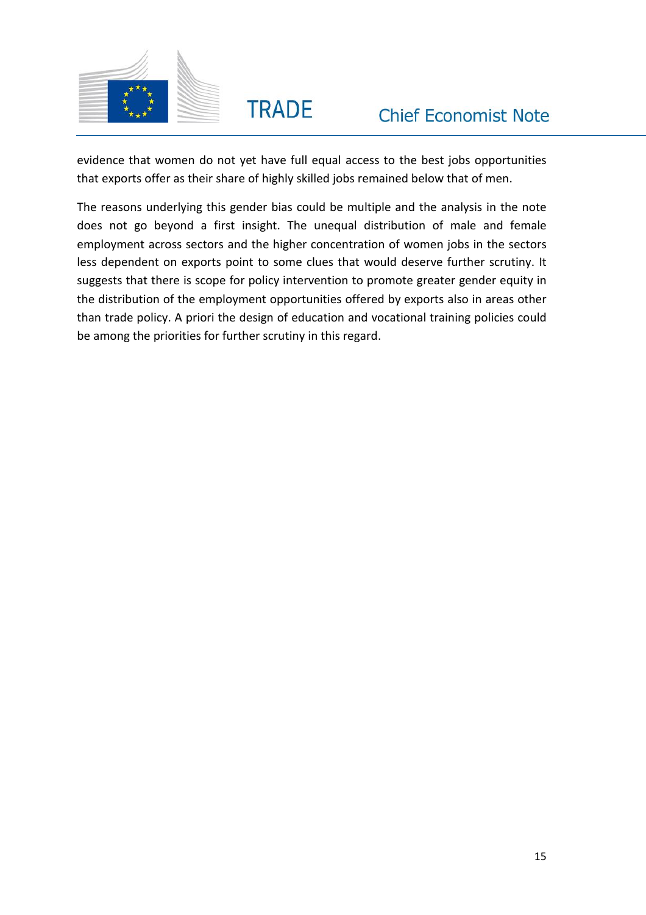evidence that women do not yet have full equal access to the best jobs opportunities that exports offer as their share of highly skilled jobs remained below that of men.

The reasons underlying this gender bias could be multiple and the analysis in the note does not go beyond a first insight. The unequal distribution of male and female employment across sectors and the higher concentration of women jobs in the sectors less dependent on exports point to some clues that would deserve further scrutiny. It suggests that there is scope for policy intervention to promote greater gender equity in the distribution of the employment opportunities offered by exports also in areas other than trade policy. A priori the design of education and vocational training policies could be among the priorities for further scrutiny in this regard.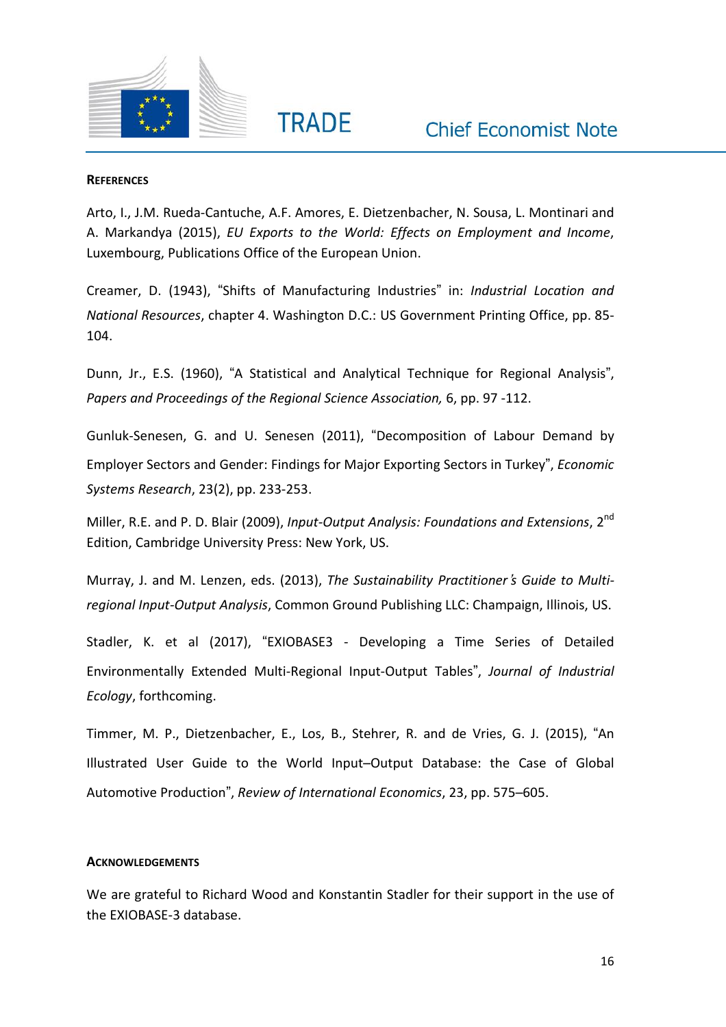## References

Arto, I., J.M. Rueda-Cantuche, A.F. Amores, E. Dietzenbacher, N. Sousa, L. Montinari and A. Markandya (2015), *EU Exports to the World: Effects on Employment and Income*, Luxembourg, Publications Office of the European Union.

Creamer, D. (1943), "Shifts of Manufacturing Industries" in: *Industrial Location and National Resources*, chapter 4. Washington D.C.: US Government Printing Office, pp. 85-104.

Dunn, Jr., E.S. (1960), "A Statistical and Analytical Technique for Regional Analysis", *Papers and Proceedings of the Regional Science Association,* 6, pp. 97 -112.

Gunluk-Senesen, G. and U. Senesen (2011), "Decomposition of Labour Demand by Employer Sectors and Gender: Findings for Major Exporting Sectors in Turkey", *Economic Systems Research*, 23(2), pp. 233-253.

Miller, R.E. and P. D. Blair (2009), *Input-Output Analysis: Foundations and Extensions*, 2nd Edition, Cambridge University Press: New York, US.

Murray, J. and M. Lenzen, eds. (2013), *The Sustainability Practitioner's Guide to Multi-regional Input-Output Analysis*, Common Ground Publishing LLC: Champaign, Illinois, US.

Stadler, K. et al (2017), "EXIOBASE3 - Developing a Time Series of Detailed Environmentally Extended Multi-Regional Input-Output Tables", *Journal of Industrial Ecology*, forthcoming.

Timmer, M. P., Dietzenbacher, E., Los, B., Stehrer, R. and de Vries, G. J. (2015), "An Illustrated User Guide to the World Input–Output Database: the Case of Global Automotive Production", *Review of International Economics*, 23, pp. 575–605.

## Acknowledgements

We are grateful to Richard Wood and Konstantin Stadler for their support in the use of the EXIOBASE-3 database.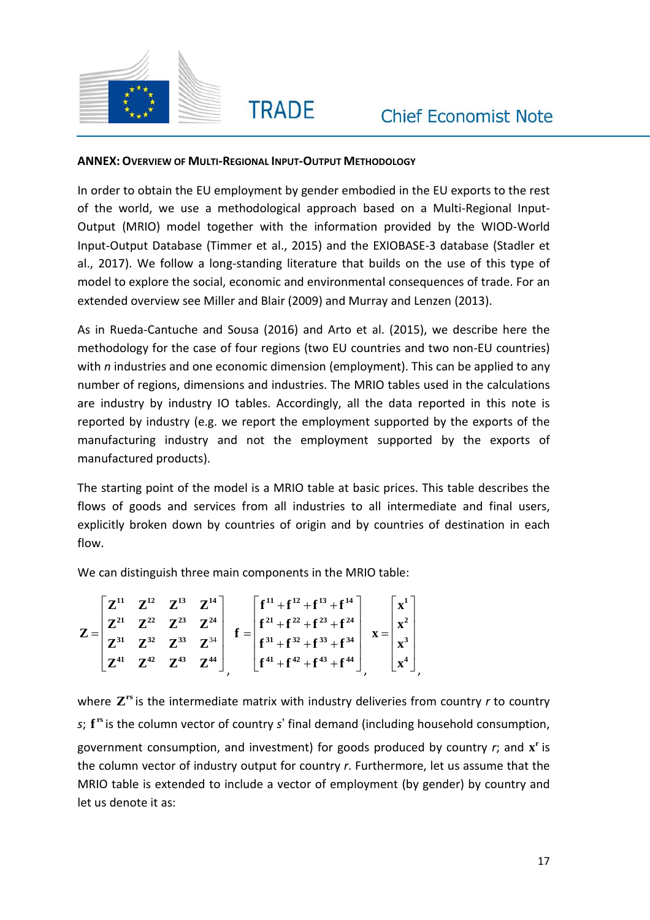**ANNEX: OVERVIEW OF MULTI-REGIONAL INPUT-OUTPUT METHODOLOGY**

In order to obtain the EU employment by gender embodied in the EU exports to the rest of the world, we use a methodological approach based on a Multi-Regional Input-Output (MRIO) model together with the information provided by the WIOD-World Input-Output Database (Timmer et al., 2015) and the EXIOBASE-3 database (Stadler et al., 2017). We follow a long-standing literature that builds on the use of this type of model to explore the social, economic and environmental consequences of trade. For an extended overview see Miller and Blair (2009) and Murray and Lenzen (2013).

As in Rueda-Cantuche and Sousa (2016) and Arto et al. (2015), we describe here the methodology for the case of four regions (two EU countries and two non-EU countries) with *n* industries and one economic dimension (employment). This can be applied to any number of regions, dimensions and industries. The MRIO tables used in the calculations are industry by industry IO tables. Accordingly, all the data reported in this note is reported by industry (e.g. we report the employment supported by the exports of the manufacturing industry and not the employment supported by the exports of manufactured products).

The starting point of the model is a MRIO table at basic prices. This table describes the flows of goods and services from all industries to all intermediate and final users, explicitly broken down by countries of origin and by countries of destination in each flow.

We can distinguish three main components in the MRIO table:

$$\mathbf{Z} = \begin{bmatrix} \mathbf{Z}^{11} & \mathbf{Z}^{12} & \mathbf{Z}^{13} & \mathbf{Z}^{14} \\ \mathbf{Z}^{21} & \mathbf{Z}^{22} & \mathbf{Z}^{23} & \mathbf{Z}^{24} \\ \mathbf{Z}^{31} & \mathbf{Z}^{32} & \mathbf{Z}^{33} & \mathbf{Z}^{34} \\ \mathbf{Z}^{41} & \mathbf{Z}^{42} & \mathbf{Z}^{43} & \mathbf{Z}^{44} \end{bmatrix}, \quad \mathbf{f} = \begin{bmatrix} \mathbf{f}^{11} + \mathbf{f}^{12} + \mathbf{f}^{13} + \mathbf{f}^{14} \\ \mathbf{f}^{21} + \mathbf{f}^{22} + \mathbf{f}^{23} + \mathbf{f}^{24} \\ \mathbf{f}^{31} + \mathbf{f}^{32} + \mathbf{f}^{33} + \mathbf{f}^{34} \\ \mathbf{f}^{41} + \mathbf{f}^{42} + \mathbf{f}^{43} + \mathbf{f}^{44} \end{bmatrix}, \quad \mathbf{x} = \begin{bmatrix} \mathbf{x}^{1} \\ \mathbf{x}^{2} \\ \mathbf{x}^{3} \\ \mathbf{x}^{4} \end{bmatrix},$$

where $\mathbf{Z}^{\mathbf{rs}}$ is the intermediate matrix with industry deliveries from country *r* to country *s*; $\mathbf{f}^{\mathbf{rs}}$ is the column vector of country *s*' final demand (including household consumption, government consumption, and investment) for goods produced by country *r*; and $\mathbf{x}^{\mathbf{r}}$ is the column vector of industry output for country *r*. Furthermore, let us assume that the MRIO table is extended to include a vector of employment (by gender) by country and let us denote it as: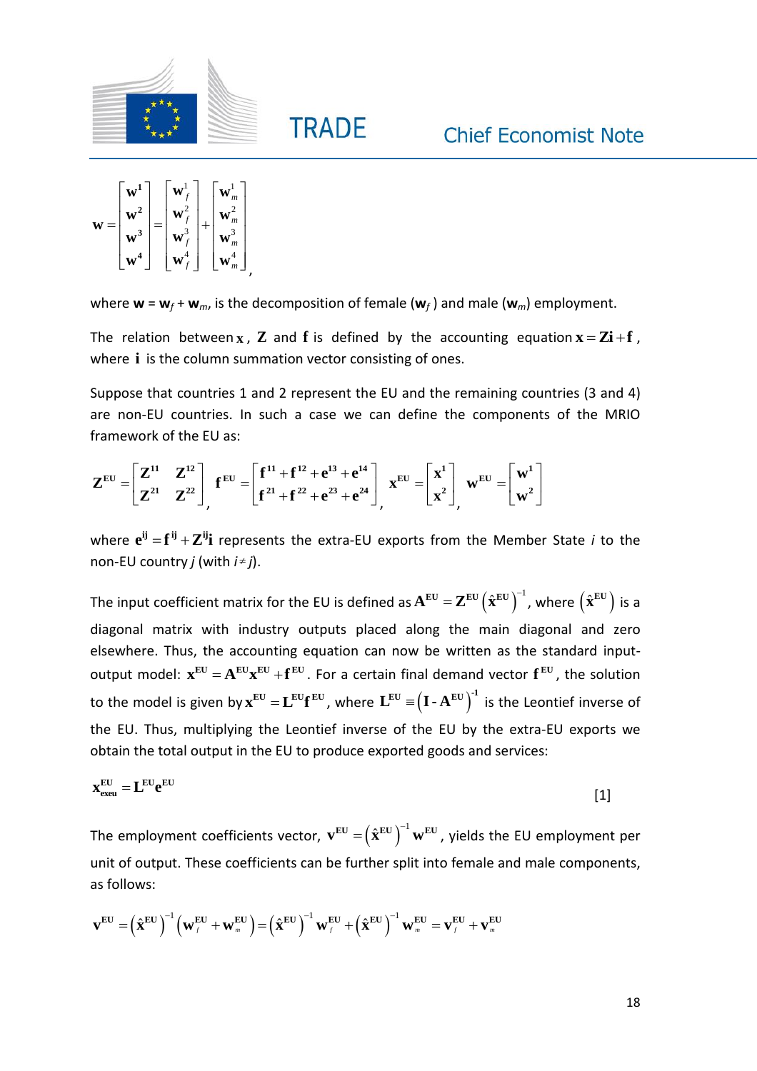$$\mathbf{w} = \begin{bmatrix} \mathbf{w}^1 \\ \mathbf{w}^2 \\ \mathbf{w}^3 \\ \mathbf{w}^4 \end{bmatrix} = \begin{bmatrix} \mathbf{w}_f^1 \\ \mathbf{w}_f^2 \\ \mathbf{w}_f^3 \\ \mathbf{w}_f^4 \end{bmatrix} + \begin{bmatrix} \mathbf{w}_m^1 \\ \mathbf{w}_m^2 \\ \mathbf{w}_m^3 \\ \mathbf{w}_m^4 \end{bmatrix},$$

where $\mathbf{w} = \mathbf{w}_f + \mathbf{w}_m$, is the decomposition of female ($\mathbf{w}_f$) and male ($\mathbf{w}_m$) employment.

The relation between $\mathbf{x}$, $\mathbf{Z}$ and $\mathbf{f}$ is defined by the accounting equation $\mathbf{x} = \mathbf{Zi} + \mathbf{f}$, where $\mathbf{i}$ is the column summation vector consisting of ones.

Suppose that countries 1 and 2 represent the EU and the remaining countries (3 and 4) are non-EU countries. In such a case we can define the components of the MRIO framework of the EU as:

$$\mathbf{Z}^{\mathbf{EU}} = \begin{bmatrix} \mathbf{Z}^{11} & \mathbf{Z}^{12} \\ \mathbf{Z}^{21} & \mathbf{Z}^{22} \end{bmatrix}, \quad \mathbf{f}^{\mathbf{EU}} = \begin{bmatrix} \mathbf{f}^{11} + \mathbf{f}^{12} + \mathbf{e}^{13} + \mathbf{e}^{14} \\ \mathbf{f}^{21} + \mathbf{f}^{22} + \mathbf{e}^{23} + \mathbf{e}^{24} \end{bmatrix}, \quad \mathbf{x}^{\mathbf{EU}} = \begin{bmatrix} \mathbf{x}^1 \\ \mathbf{x}^2 \end{bmatrix}, \quad \mathbf{w}^{\mathbf{EU}} = \begin{bmatrix} \mathbf{w}^1 \\ \mathbf{w}^2 \end{bmatrix}$$

where $\mathbf{e}^{\mathbf{ij}} = \mathbf{f}^{\mathbf{ij}} + \mathbf{Z}^{\mathbf{ij}}\mathbf{i}$ represents the extra-EU exports from the Member State $i$ to the non-EU country $j$ (with $i \neq j$).

The input coefficient matrix for the EU is defined as $\mathbf{A}^{\mathbf{EU}} = \mathbf{Z}^{\mathbf{EU}} \left( \hat{\mathbf{x}}^{\mathbf{EU}} \right)^{-1}$, where $\left( \hat{\mathbf{x}}^{\mathbf{EU}} \right)$ is a diagonal matrix with industry outputs placed along the main diagonal and zero elsewhere. Thus, the accounting equation can now be written as the standard input-output model: $\mathbf{x}^{\mathbf{EU}} = \mathbf{A}^{\mathbf{EU}}\mathbf{x}^{\mathbf{EU}} + \mathbf{f}^{\mathbf{EU}}$. For a certain final demand vector $\mathbf{f}^{\mathbf{EU}}$, the solution to the model is given by $\mathbf{x}^{\mathbf{EU}} = \mathbf{L}^{\mathbf{EU}}\mathbf{f}^{\mathbf{EU}}$, where $\mathbf{L}^{\mathbf{EU}} \equiv \left( \mathbf{I} - \mathbf{A}^{\mathbf{EU}} \right)^{-1}$ is the Leontief inverse of the EU. Thus, multiplying the Leontief inverse of the EU by the extra-EU exports we obtain the total output in the EU to produce exported goods and services:

$$\mathbf{x}^{\mathbf{EU}}_{\mathbf{exeu}} = \mathbf{L}^{\mathbf{EU}}\mathbf{e}^{\mathbf{EU}} \qquad [1]$$

The employment coefficients vector, $\mathbf{v}^{\mathbf{EU}} = \left( \hat{\mathbf{x}}^{\mathbf{EU}} \right)^{-1} \mathbf{w}^{\mathbf{EU}}$, yields the EU employment per unit of output. These coefficients can be further split into female and male components, as follows:

$$\mathbf{v}^{\mathbf{EU}} = \left( \hat{\mathbf{x}}^{\mathbf{EU}} \right)^{-1} \left( \mathbf{w}_f^{\mathbf{EU}} + \mathbf{w}_m^{\mathbf{EU}} \right) = \left( \hat{\mathbf{x}}^{\mathbf{EU}} \right)^{-1} \mathbf{w}_f^{\mathbf{EU}} + \left( \hat{\mathbf{x}}^{\mathbf{EU}} \right)^{-1} \mathbf{w}_m^{\mathbf{EU}} = \mathbf{v}_f^{\mathbf{EU}} + \mathbf{v}_m^{\mathbf{EU}}$$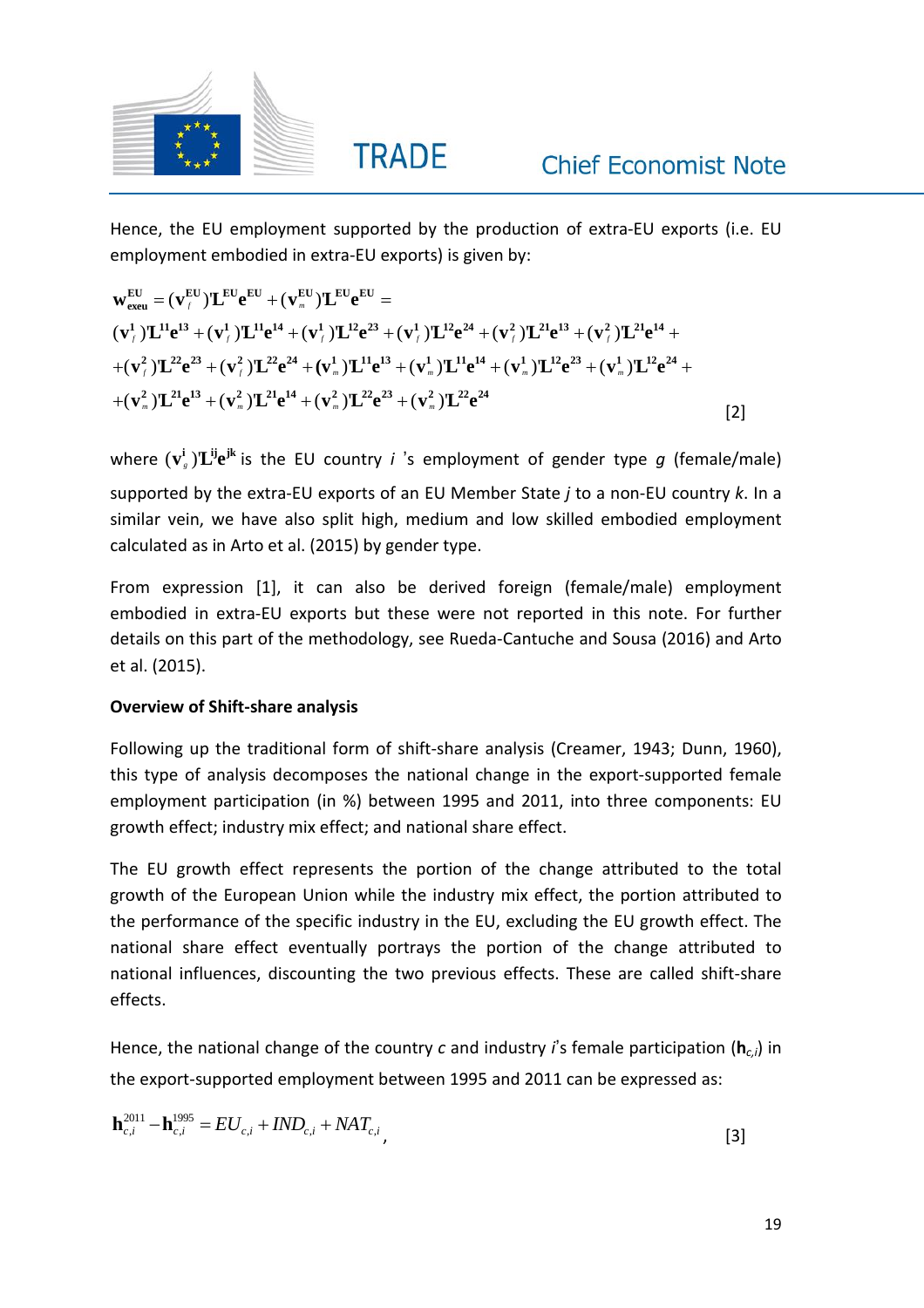Hence, the EU employment supported by the production of extra-EU exports (i.e. EU employment embodied in extra-EU exports) is given by:

$$
\begin{aligned}
\mathbf{w}^{\mathbf{EU}}_{\mathbf{exeu}} &= (\mathbf{v}^{\mathbf{EU}}_{f})'\mathbf{L}^{\mathbf{EU}}\mathbf{e}^{\mathbf{EU}} + (\mathbf{v}^{\mathbf{EU}}_{m})'\mathbf{L}^{\mathbf{EU}}\mathbf{e}^{\mathbf{EU}} = \\
& (\mathbf{v}^{1}_{f})'\mathbf{L}^{11}\mathbf{e}^{13} + (\mathbf{v}^{1}_{f})'\mathbf{L}^{11}\mathbf{e}^{14} + (\mathbf{v}^{1}_{f})'\mathbf{L}^{12}\mathbf{e}^{23} + (\mathbf{v}^{1}_{f})'\mathbf{L}^{12}\mathbf{e}^{24} + (\mathbf{v}^{2}_{f})'\mathbf{L}^{21}\mathbf{e}^{13} + (\mathbf{v}^{2}_{f})'\mathbf{L}^{21}\mathbf{e}^{14} + \\
& + (\mathbf{v}^{2}_{f})'\mathbf{L}^{22}\mathbf{e}^{23} + (\mathbf{v}^{2}_{f})'\mathbf{L}^{22}\mathbf{e}^{24} + (\mathbf{v}^{1}_{m})'\mathbf{L}^{11}\mathbf{e}^{13} + (\mathbf{v}^{1}_{m})'\mathbf{L}^{11}\mathbf{e}^{14} + (\mathbf{v}^{1}_{m})'\mathbf{L}^{12}\mathbf{e}^{23} + (\mathbf{v}^{1}_{m})'\mathbf{L}^{12}\mathbf{e}^{24} + \\
& + (\mathbf{v}^{2}_{m})'\mathbf{L}^{21}\mathbf{e}^{13} + (\mathbf{v}^{2}_{m})'\mathbf{L}^{21}\mathbf{e}^{14} + (\mathbf{v}^{2}_{m})'\mathbf{L}^{22}\mathbf{e}^{23} + (\mathbf{v}^{2}_{m})'\mathbf{L}^{22}\mathbf{e}^{24}
\end{aligned} \qquad [2]
$$

where $(\mathbf{v}^{\mathbf{i}}_{g})'\mathbf{L}^{\mathbf{ij}}\mathbf{e}^{\mathbf{jk}}$ is the EU country $i$ 's employment of gender type $g$ (female/male) supported by the extra-EU exports of an EU Member State $j$ to a non-EU country $k$. In a similar vein, we have also split high, medium and low skilled embodied employment calculated as in Arto et al. (2015) by gender type.

From expression [1], it can also be derived foreign (female/male) employment embodied in extra-EU exports but these were not reported in this note. For further details on this part of the methodology, see Rueda-Cantuche and Sousa (2016) and Arto et al. (2015).

**Overview of Shift-share analysis**

Following up the traditional form of shift-share analysis (Creamer, 1943; Dunn, 1960), this type of analysis decomposes the national change in the export-supported female employment participation (in %) between 1995 and 2011, into three components: EU growth effect; industry mix effect; and national share effect.

The EU growth effect represents the portion of the change attributed to the total growth of the European Union while the industry mix effect, the portion attributed to the performance of the specific industry in the EU, excluding the EU growth effect. The national share effect eventually portrays the portion of the change attributed to national influences, discounting the two previous effects. These are called shift-share effects.

Hence, the national change of the country $c$ and industry $i$'s female participation ($\mathbf{h}_{c,i}$) in the export-supported employment between 1995 and 2011 can be expressed as:

$$
\mathbf{h}^{2011}_{c,i} - \mathbf{h}^{1995}_{c,i} = EU_{c,i} + IND_{c,i} + NAT_{c,i}, \qquad [3]
$$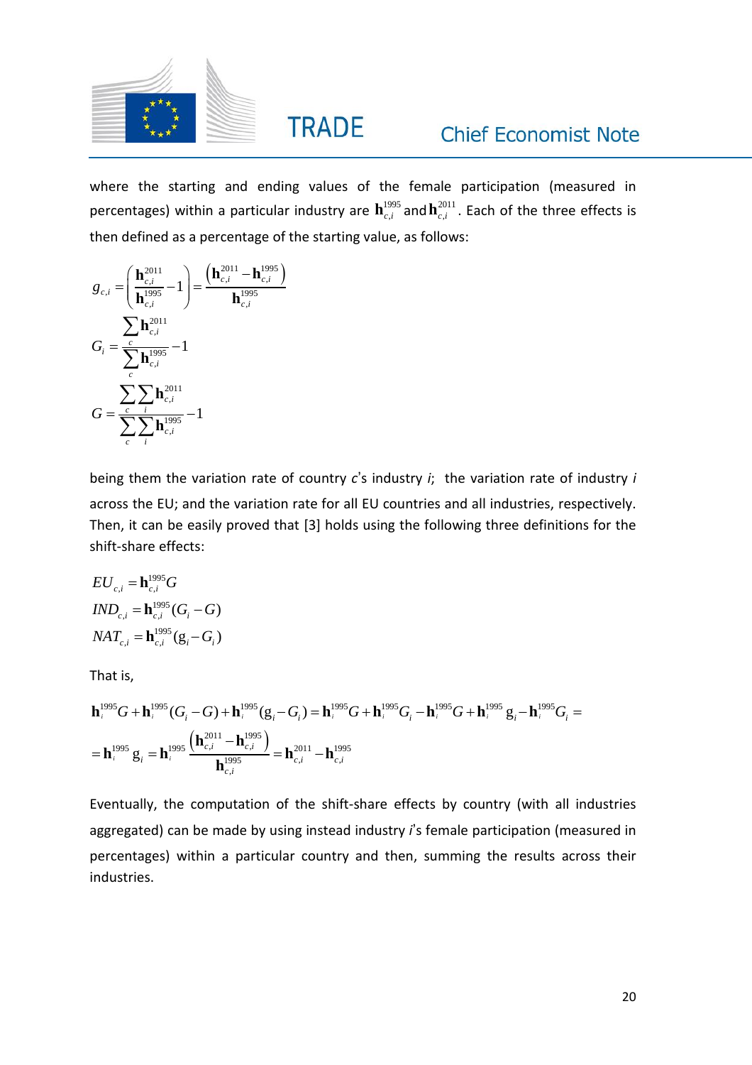where the starting and ending values of the female participation (measured in percentages) within a particular industry are $\mathbf{h}_{c,i}^{1995}$ and $\mathbf{h}_{c,i}^{2011}$. Each of the three effects is then defined as a percentage of the starting value, as follows:

$$g_{c,i} = \left( \frac{\mathbf{h}_{c,i}^{2011}}{\mathbf{h}_{c,i}^{1995}} - 1 \right) = \frac{\left( \mathbf{h}_{c,i}^{2011} - \mathbf{h}_{c,i}^{1995} \right)}{\mathbf{h}_{c,i}^{1995}}$$

$$G_i = \frac{\sum_c \mathbf{h}_{c,i}^{2011}}{\sum_c \mathbf{h}_{c,i}^{1995}} - 1$$

$$G = \frac{\sum_c \sum_i \mathbf{h}_{c,i}^{2011}}{\sum_c \sum_i \mathbf{h}_{c,i}^{1995}} - 1$$

being them the variation rate of country *c*'s industry *i*; the variation rate of industry *i* across the EU; and the variation rate for all EU countries and all industries, respectively. Then, it can be easily proved that [3] holds using the following three definitions for the shift-share effects:

$$EU_{c,i} = \mathbf{h}_{c,i}^{1995} G$$

$$IND_{c,i} = \mathbf{h}_{c,i}^{1995} (G_i - G)$$

$$NAT_{c,i} = \mathbf{h}_{c,i}^{1995} (\mathrm{g}_i - G_i)$$

That is,

$$\mathbf{h}_i^{1995} G + \mathbf{h}_i^{1995} (G_i - G) + \mathbf{h}_i^{1995} (\mathrm{g}_i - G_i) = \mathbf{h}_i^{1995} G + \mathbf{h}_i^{1995} G_i - \mathbf{h}_i^{1995} G + \mathbf{h}_i^{1995} \mathrm{g}_i - \mathbf{h}_i^{1995} G_i =$$

$$= \mathbf{h}_i^{1995} \mathrm{g}_i = \mathbf{h}_i^{1995} \frac{\left( \mathbf{h}_{c,i}^{2011} - \mathbf{h}_{c,i}^{1995} \right)}{\mathbf{h}_{c,i}^{1995}} = \mathbf{h}_{c,i}^{2011} - \mathbf{h}_{c,i}^{1995}$$

Eventually, the computation of the shift-share effects by country (with all industries aggregated) can be made by using instead industry *i*'s female participation (measured in percentages) within a particular country and then, summing the results across their industries.